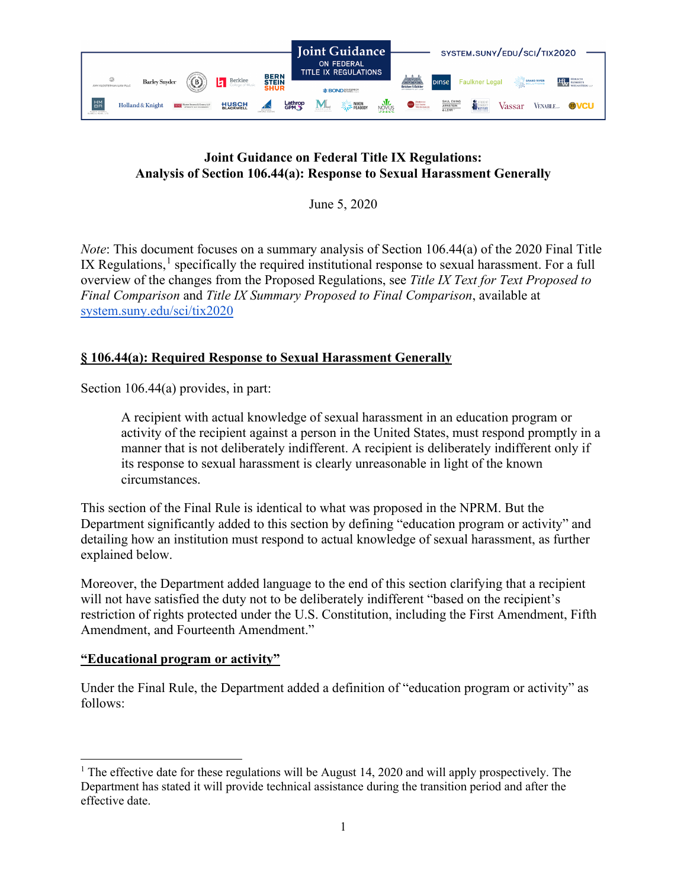# Joint Guidance on Federal Title IX Regulations: Analysis of Section 106.44(a): Response to Sexual Harassment Generally

June 5, 2020

*Note*: This document focuses on a summary analysis of Section 106.44(a) of the 2020 Final Title IX Regulations,[1] specifically the required institutional response to sexual harassment. For a full overview of the changes from the Proposed Regulations, see *Title IX Text for Text Proposed to Final Comparison* and *Title IX Summary Proposed to Final Comparison*, available at [system.suny.edu/sci/tix2020](system.suny.edu/sci/tix2020)

## **§ 106.44(a): Required Response to Sexual Harassment Generally**

Section 106.44(a) provides, in part:

> A recipient with actual knowledge of sexual harassment in an education program or activity of the recipient against a person in the United States, must respond promptly in a manner that is not deliberately indifferent. A recipient is deliberately indifferent only if its response to sexual harassment is clearly unreasonable in light of the known circumstances.

This section of the Final Rule is identical to what was proposed in the NPRM. But the Department significantly added to this section by defining "education program or activity" and detailing how an institution must respond to actual knowledge of sexual harassment, as further explained below.

Moreover, the Department added language to the end of this section clarifying that a recipient will not have satisfied the duty not to be deliberately indifferent "based on the recipient's restriction of rights protected under the U.S. Constitution, including the First Amendment, Fifth Amendment, and Fourteenth Amendment."

### **"Educational program or activity"**

Under the Final Rule, the Department added a definition of "education program or activity" as follows:

---

[1] The effective date for these regulations will be August 14, 2020 and will apply prospectively. The Department has stated it will provide technical assistance during the transition period and after the effective date.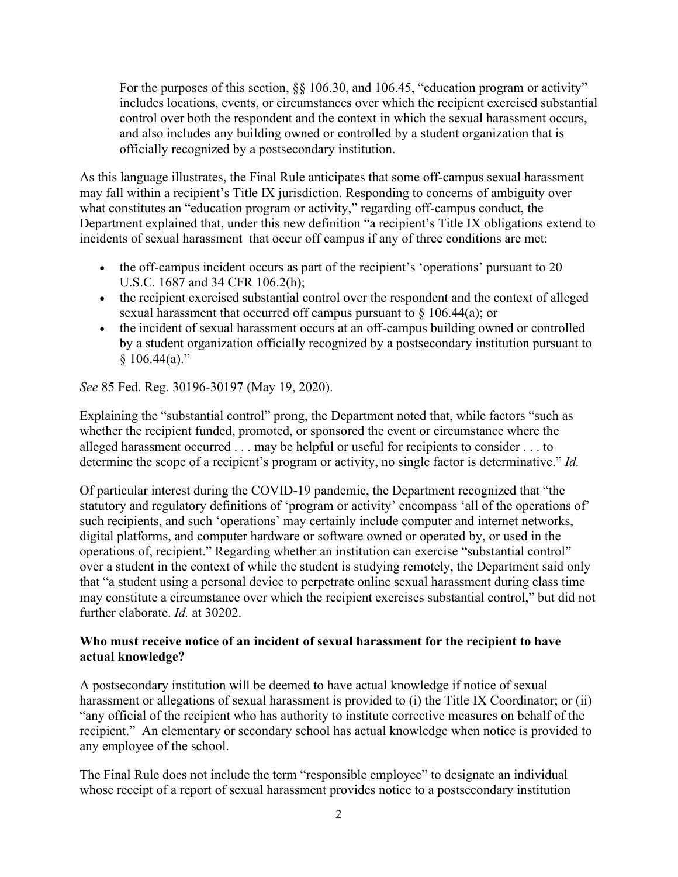> For the purposes of this section, §§ 106.30, and 106.45, "education program or activity" includes locations, events, or circumstances over which the recipient exercised substantial control over both the respondent and the context in which the sexual harassment occurs, and also includes any building owned or controlled by a student organization that is officially recognized by a postsecondary institution.

As this language illustrates, the Final Rule anticipates that some off-campus sexual harassment may fall within a recipient's Title IX jurisdiction. Responding to concerns of ambiguity over what constitutes an "education program or activity," regarding off-campus conduct, the Department explained that, under this new definition "a recipient's Title IX obligations extend to incidents of sexual harassment that occur off campus if any of three conditions are met:

- the off-campus incident occurs as part of the recipient's 'operations' pursuant to 20 U.S.C. 1687 and 34 CFR 106.2(h);
- the recipient exercised substantial control over the respondent and the context of alleged sexual harassment that occurred off campus pursuant to § 106.44(a); or
- the incident of sexual harassment occurs at an off-campus building owned or controlled by a student organization officially recognized by a postsecondary institution pursuant to § 106.44(a)."

*See* 85 Fed. Reg. 30196-30197 (May 19, 2020).

Explaining the "substantial control" prong, the Department noted that, while factors "such as whether the recipient funded, promoted, or sponsored the event or circumstance where the alleged harassment occurred . . . may be helpful or useful for recipients to consider . . . to determine the scope of a recipient's program or activity, no single factor is determinative." *Id.*

Of particular interest during the COVID-19 pandemic, the Department recognized that "the statutory and regulatory definitions of 'program or activity' encompass 'all of the operations of' such recipients, and such 'operations' may certainly include computer and internet networks, digital platforms, and computer hardware or software owned or operated by, or used in the operations of, recipient." Regarding whether an institution can exercise "substantial control" over a student in the context of while the student is studying remotely, the Department said only that "a student using a personal device to perpetrate online sexual harassment during class time may constitute a circumstance over which the recipient exercises substantial control," but did not further elaborate. *Id.* at 30202.

**Who must receive notice of an incident of sexual harassment for the recipient to have actual knowledge?**

A postsecondary institution will be deemed to have actual knowledge if notice of sexual harassment or allegations of sexual harassment is provided to (i) the Title IX Coordinator; or (ii) "any official of the recipient who has authority to institute corrective measures on behalf of the recipient." An elementary or secondary school has actual knowledge when notice is provided to any employee of the school.

The Final Rule does not include the term "responsible employee" to designate an individual whose receipt of a report of sexual harassment provides notice to a postsecondary institution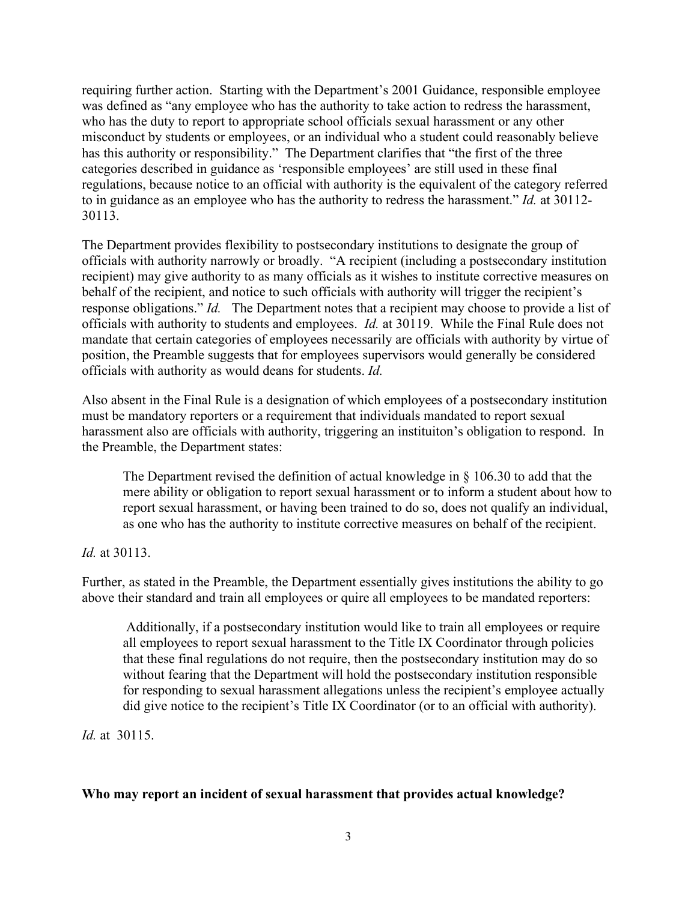requiring further action. Starting with the Department's 2001 Guidance, responsible employee was defined as "any employee who has the authority to take action to redress the harassment, who has the duty to report to appropriate school officials sexual harassment or any other misconduct by students or employees, or an individual who a student could reasonably believe has this authority or responsibility." The Department clarifies that "the first of the three categories described in guidance as 'responsible employees' are still used in these final regulations, because notice to an official with authority is the equivalent of the category referred to in guidance as an employee who has the authority to redress the harassment." *Id.* at 30112-30113.

The Department provides flexibility to postsecondary institutions to designate the group of officials with authority narrowly or broadly. "A recipient (including a postsecondary institution recipient) may give authority to as many officials as it wishes to institute corrective measures on behalf of the recipient, and notice to such officials with authority will trigger the recipient's response obligations." *Id.* The Department notes that a recipient may choose to provide a list of officials with authority to students and employees. *Id.* at 30119. While the Final Rule does not mandate that certain categories of employees necessarily are officials with authority by virtue of position, the Preamble suggests that for employees supervisors would generally be considered officials with authority as would deans for students. *Id.*

Also absent in the Final Rule is a designation of which employees of a postsecondary institution must be mandatory reporters or a requirement that individuals mandated to report sexual harassment also are officials with authority, triggering an instituiton's obligation to respond. In the Preamble, the Department states:

> The Department revised the definition of actual knowledge in § 106.30 to add that the mere ability or obligation to report sexual harassment or to inform a student about how to report sexual harassment, or having been trained to do so, does not qualify an individual, as one who has the authority to institute corrective measures on behalf of the recipient.

*Id.* at 30113.

Further, as stated in the Preamble, the Department essentially gives institutions the ability to go above their standard and train all employees or quire all employees to be mandated reporters:

> Additionally, if a postsecondary institution would like to train all employees or require all employees to report sexual harassment to the Title IX Coordinator through policies that these final regulations do not require, then the postsecondary institution may do so without fearing that the Department will hold the postsecondary institution responsible for responding to sexual harassment allegations unless the recipient's employee actually did give notice to the recipient's Title IX Coordinator (or to an official with authority).

*Id.* at 30115.

**Who may report an incident of sexual harassment that provides actual knowledge?**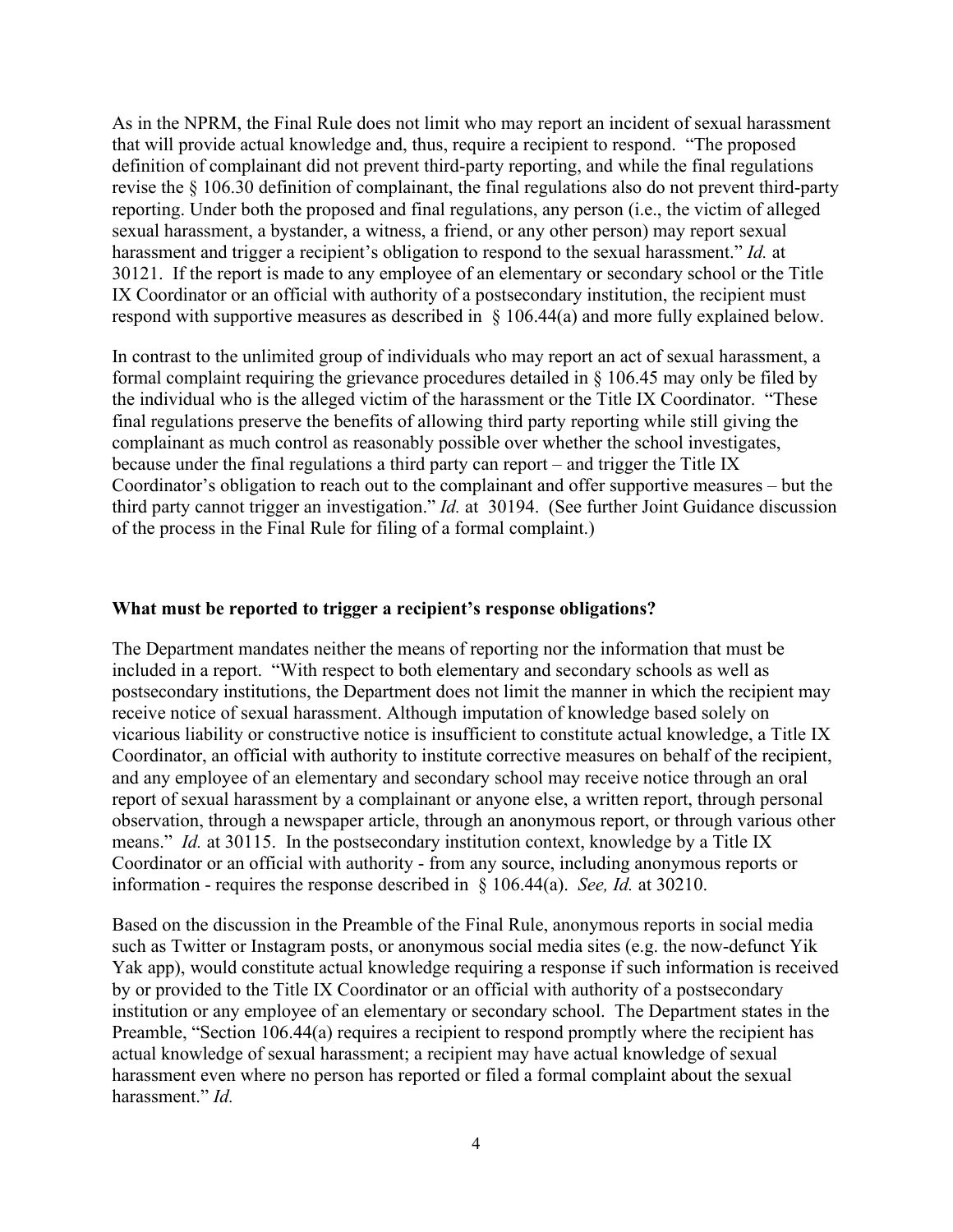As in the NPRM, the Final Rule does not limit who may report an incident of sexual harassment that will provide actual knowledge and, thus, require a recipient to respond. "The proposed definition of complainant did not prevent third-party reporting, and while the final regulations revise the § 106.30 definition of complainant, the final regulations also do not prevent third-party reporting. Under both the proposed and final regulations, any person (i.e., the victim of alleged sexual harassment, a bystander, a witness, a friend, or any other person) may report sexual harassment and trigger a recipient's obligation to respond to the sexual harassment." *Id.* at 30121. If the report is made to any employee of an elementary or secondary school or the Title IX Coordinator or an official with authority of a postsecondary institution, the recipient must respond with supportive measures as described in § 106.44(a) and more fully explained below.

In contrast to the unlimited group of individuals who may report an act of sexual harassment, a formal complaint requiring the grievance procedures detailed in § 106.45 may only be filed by the individual who is the alleged victim of the harassment or the Title IX Coordinator. "These final regulations preserve the benefits of allowing third party reporting while still giving the complainant as much control as reasonably possible over whether the school investigates, because under the final regulations a third party can report – and trigger the Title IX Coordinator's obligation to reach out to the complainant and offer supportive measures – but the third party cannot trigger an investigation." *Id.* at 30194. (See further Joint Guidance discussion of the process in the Final Rule for filing of a formal complaint.)

**What must be reported to trigger a recipient's response obligations?**

The Department mandates neither the means of reporting nor the information that must be included in a report. "With respect to both elementary and secondary schools as well as postsecondary institutions, the Department does not limit the manner in which the recipient may receive notice of sexual harassment. Although imputation of knowledge based solely on vicarious liability or constructive notice is insufficient to constitute actual knowledge, a Title IX Coordinator, an official with authority to institute corrective measures on behalf of the recipient, and any employee of an elementary and secondary school may receive notice through an oral report of sexual harassment by a complainant or anyone else, a written report, through personal observation, through a newspaper article, through an anonymous report, or through various other means." *Id.* at 30115. In the postsecondary institution context, knowledge by a Title IX Coordinator or an official with authority - from any source, including anonymous reports or information - requires the response described in § 106.44(a). *See, Id.* at 30210.

Based on the discussion in the Preamble of the Final Rule, anonymous reports in social media such as Twitter or Instagram posts, or anonymous social media sites (e.g. the now-defunct Yik Yak app), would constitute actual knowledge requiring a response if such information is received by or provided to the Title IX Coordinator or an official with authority of a postsecondary institution or any employee of an elementary or secondary school. The Department states in the Preamble, "Section 106.44(a) requires a recipient to respond promptly where the recipient has actual knowledge of sexual harassment; a recipient may have actual knowledge of sexual harassment even where no person has reported or filed a formal complaint about the sexual harassment." *Id.*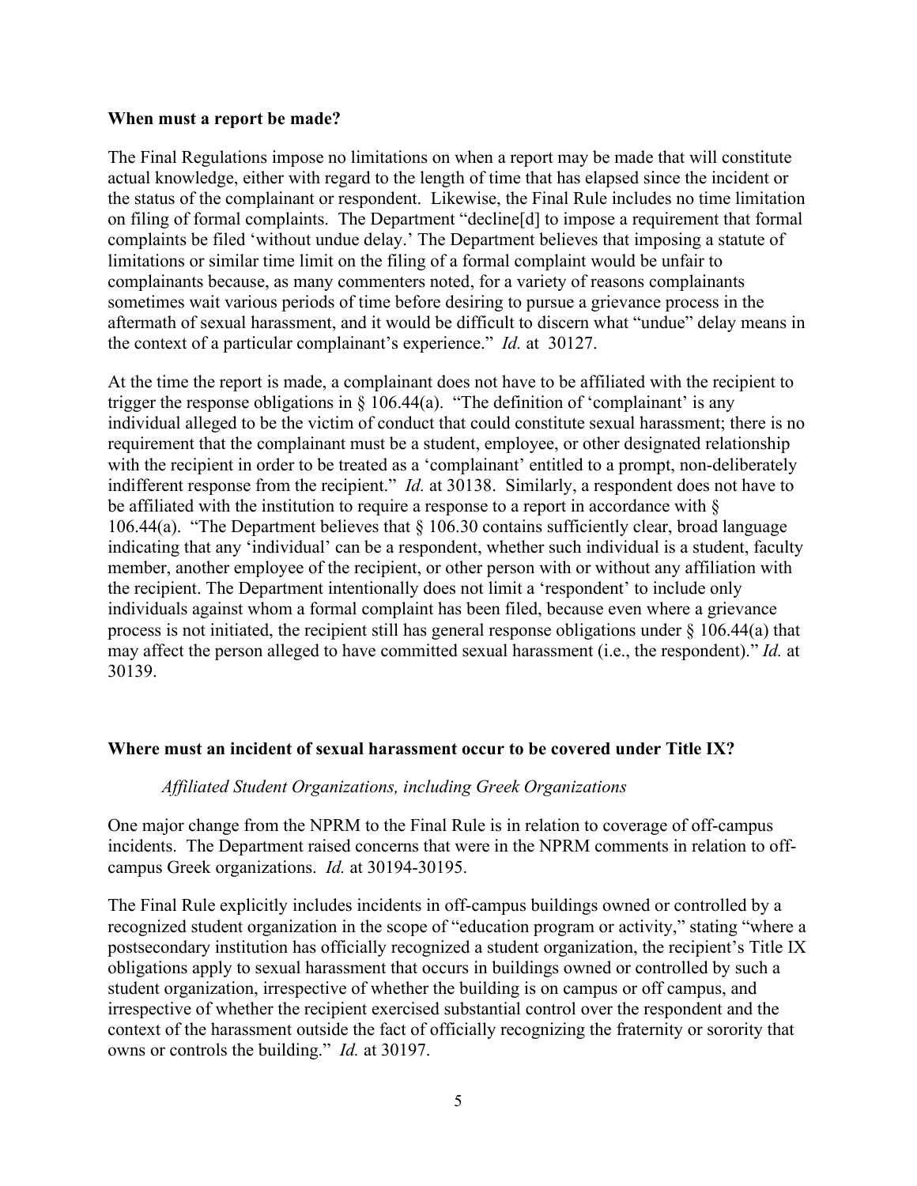**When must a report be made?**

The Final Regulations impose no limitations on when a report may be made that will constitute actual knowledge, either with regard to the length of time that has elapsed since the incident or the status of the complainant or respondent. Likewise, the Final Rule includes no time limitation on filing of formal complaints. The Department "decline[d] to impose a requirement that formal complaints be filed 'without undue delay.' The Department believes that imposing a statute of limitations or similar time limit on the filing of a formal complaint would be unfair to complainants because, as many commenters noted, for a variety of reasons complainants sometimes wait various periods of time before desiring to pursue a grievance process in the aftermath of sexual harassment, and it would be difficult to discern what "undue" delay means in the context of a particular complainant's experience." *Id.* at 30127.

At the time the report is made, a complainant does not have to be affiliated with the recipient to trigger the response obligations in § 106.44(a). "The definition of 'complainant' is any individual alleged to be the victim of conduct that could constitute sexual harassment; there is no requirement that the complainant must be a student, employee, or other designated relationship with the recipient in order to be treated as a 'complainant' entitled to a prompt, non-deliberately indifferent response from the recipient." *Id.* at 30138. Similarly, a respondent does not have to be affiliated with the institution to require a response to a report in accordance with § 106.44(a). "The Department believes that § 106.30 contains sufficiently clear, broad language indicating that any 'individual' can be a respondent, whether such individual is a student, faculty member, another employee of the recipient, or other person with or without any affiliation with the recipient. The Department intentionally does not limit a 'respondent' to include only individuals against whom a formal complaint has been filed, because even where a grievance process is not initiated, the recipient still has general response obligations under § 106.44(a) that may affect the person alleged to have committed sexual harassment (i.e., the respondent)." *Id.* at 30139.

**Where must an incident of sexual harassment occur to be covered under Title IX?**

*Affiliated Student Organizations, including Greek Organizations*

One major change from the NPRM to the Final Rule is in relation to coverage of off-campus incidents. The Department raised concerns that were in the NPRM comments in relation to off-campus Greek organizations. *Id.* at 30194-30195.

The Final Rule explicitly includes incidents in off-campus buildings owned or controlled by a recognized student organization in the scope of "education program or activity," stating "where a postsecondary institution has officially recognized a student organization, the recipient's Title IX obligations apply to sexual harassment that occurs in buildings owned or controlled by such a student organization, irrespective of whether the building is on campus or off campus, and irrespective of whether the recipient exercised substantial control over the respondent and the context of the harassment outside the fact of officially recognizing the fraternity or sorority that owns or controls the building." *Id.* at 30197.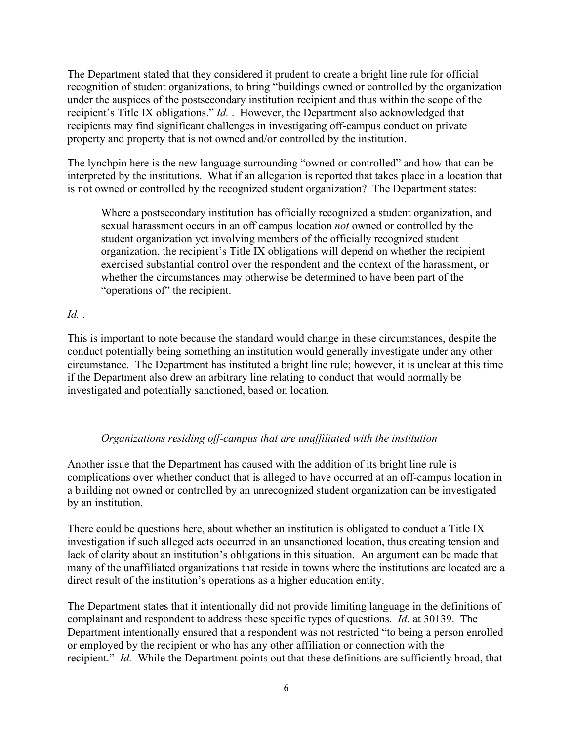The Department stated that they considered it prudent to create a bright line rule for official recognition of student organizations, to bring "buildings owned or controlled by the organization under the auspices of the postsecondary institution recipient and thus within the scope of the recipient's Title IX obligations." *Id.* . However, the Department also acknowledged that recipients may find significant challenges in investigating off-campus conduct on private property and property that is not owned and/or controlled by the institution.

The lynchpin here is the new language surrounding "owned or controlled" and how that can be interpreted by the institutions. What if an allegation is reported that takes place in a location that is not owned or controlled by the recognized student organization? The Department states:

> Where a postsecondary institution has officially recognized a student organization, and sexual harassment occurs in an off campus location *not* owned or controlled by the student organization yet involving members of the officially recognized student organization, the recipient's Title IX obligations will depend on whether the recipient exercised substantial control over the respondent and the context of the harassment, or whether the circumstances may otherwise be determined to have been part of the "operations of" the recipient.

*Id.* .

This is important to note because the standard would change in these circumstances, despite the conduct potentially being something an institution would generally investigate under any other circumstance. The Department has instituted a bright line rule; however, it is unclear at this time if the Department also drew an arbitrary line relating to conduct that would normally be investigated and potentially sanctioned, based on location.

*Organizations residing off-campus that are unaffiliated with the institution*

Another issue that the Department has caused with the addition of its bright line rule is complications over whether conduct that is alleged to have occurred at an off-campus location in a building not owned or controlled by an unrecognized student organization can be investigated by an institution.

There could be questions here, about whether an institution is obligated to conduct a Title IX investigation if such alleged acts occurred in an unsanctioned location, thus creating tension and lack of clarity about an institution's obligations in this situation. An argument can be made that many of the unaffiliated organizations that reside in towns where the institutions are located are a direct result of the institution's operations as a higher education entity.

The Department states that it intentionally did not provide limiting language in the definitions of complainant and respondent to address these specific types of questions. *Id.* at 30139. The Department intentionally ensured that a respondent was not restricted "to being a person enrolled or employed by the recipient or who has any other affiliation or connection with the recipient." *Id.* While the Department points out that these definitions are sufficiently broad, that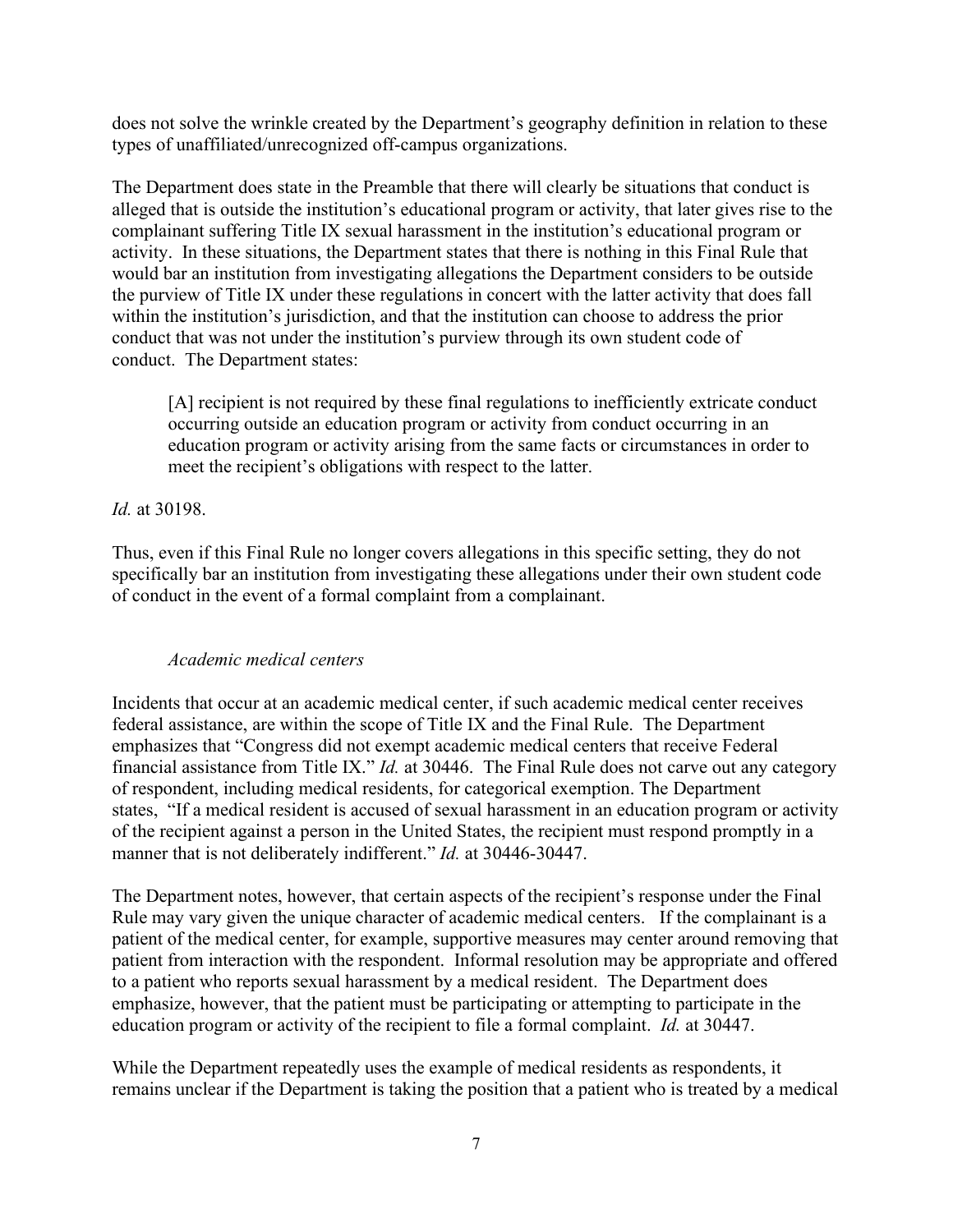does not solve the wrinkle created by the Department's geography definition in relation to these types of unaffiliated/unrecognized off-campus organizations.

The Department does state in the Preamble that there will clearly be situations that conduct is alleged that is outside the institution's educational program or activity, that later gives rise to the complainant suffering Title IX sexual harassment in the institution's educational program or activity. In these situations, the Department states that there is nothing in this Final Rule that would bar an institution from investigating allegations the Department considers to be outside the purview of Title IX under these regulations in concert with the latter activity that does fall within the institution's jurisdiction, and that the institution can choose to address the prior conduct that was not under the institution's purview through its own student code of conduct. The Department states:

> [A] recipient is not required by these final regulations to inefficiently extricate conduct occurring outside an education program or activity from conduct occurring in an education program or activity arising from the same facts or circumstances in order to meet the recipient's obligations with respect to the latter.

*Id.* at 30198.

Thus, even if this Final Rule no longer covers allegations in this specific setting, they do not specifically bar an institution from investigating these allegations under their own student code of conduct in the event of a formal complaint from a complainant.

*Academic medical centers*

Incidents that occur at an academic medical center, if such academic medical center receives federal assistance, are within the scope of Title IX and the Final Rule. The Department emphasizes that "Congress did not exempt academic medical centers that receive Federal financial assistance from Title IX." *Id.* at 30446. The Final Rule does not carve out any category of respondent, including medical residents, for categorical exemption. The Department states, "If a medical resident is accused of sexual harassment in an education program or activity of the recipient against a person in the United States, the recipient must respond promptly in a manner that is not deliberately indifferent." *Id.* at 30446-30447.

The Department notes, however, that certain aspects of the recipient's response under the Final Rule may vary given the unique character of academic medical centers. If the complainant is a patient of the medical center, for example, supportive measures may center around removing that patient from interaction with the respondent. Informal resolution may be appropriate and offered to a patient who reports sexual harassment by a medical resident. The Department does emphasize, however, that the patient must be participating or attempting to participate in the education program or activity of the recipient to file a formal complaint. *Id.* at 30447.

While the Department repeatedly uses the example of medical residents as respondents, it remains unclear if the Department is taking the position that a patient who is treated by a medical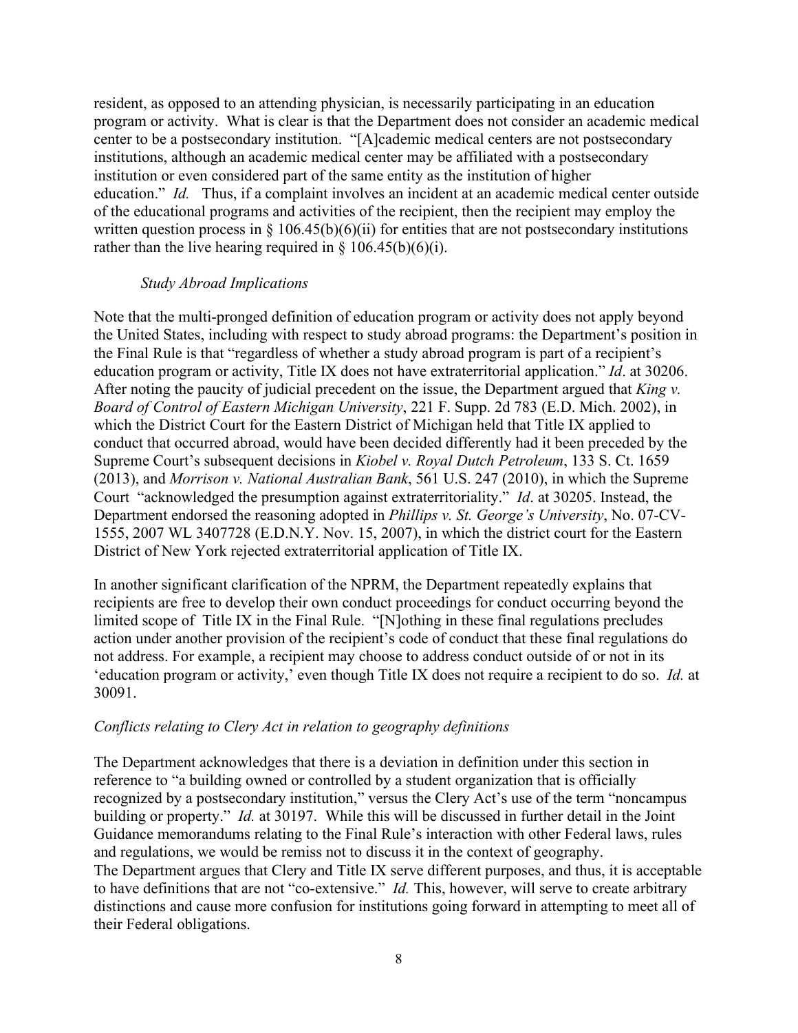resident, as opposed to an attending physician, is necessarily participating in an education program or activity. What is clear is that the Department does not consider an academic medical center to be a postsecondary institution. "[A]cademic medical centers are not postsecondary institutions, although an academic medical center may be affiliated with a postsecondary institution or even considered part of the same entity as the institution of higher education." *Id.* Thus, if a complaint involves an incident at an academic medical center outside of the educational programs and activities of the recipient, then the recipient may employ the written question process in § 106.45(b)(6)(ii) for entities that are not postsecondary institutions rather than the live hearing required in § 106.45(b)(6)(i).

*Study Abroad Implications*

Note that the multi-pronged definition of education program or activity does not apply beyond the United States, including with respect to study abroad programs: the Department's position in the Final Rule is that "regardless of whether a study abroad program is part of a recipient's education program or activity, Title IX does not have extraterritorial application." *Id*. at 30206. After noting the paucity of judicial precedent on the issue, the Department argued that *King v. Board of Control of Eastern Michigan University*, 221 F. Supp. 2d 783 (E.D. Mich. 2002), in which the District Court for the Eastern District of Michigan held that Title IX applied to conduct that occurred abroad, would have been decided differently had it been preceded by the Supreme Court's subsequent decisions in *Kiobel v. Royal Dutch Petroleum*, 133 S. Ct. 1659 (2013), and *Morrison v. National Australian Bank*, 561 U.S. 247 (2010), in which the Supreme Court "acknowledged the presumption against extraterritoriality." *Id*. at 30205. Instead, the Department endorsed the reasoning adopted in *Phillips v. St. George's University*, No. 07-CV-1555, 2007 WL 3407728 (E.D.N.Y. Nov. 15, 2007), in which the district court for the Eastern District of New York rejected extraterritorial application of Title IX.

In another significant clarification of the NPRM, the Department repeatedly explains that recipients are free to develop their own conduct proceedings for conduct occurring beyond the limited scope of Title IX in the Final Rule. "[N]othing in these final regulations precludes action under another provision of the recipient's code of conduct that these final regulations do not address. For example, a recipient may choose to address conduct outside of or not in its 'education program or activity,' even though Title IX does not require a recipient to do so. *Id.* at 30091.

*Conflicts relating to Clery Act in relation to geography definitions*

The Department acknowledges that there is a deviation in definition under this section in reference to "a building owned or controlled by a student organization that is officially recognized by a postsecondary institution," versus the Clery Act's use of the term "noncampus building or property." *Id.* at 30197. While this will be discussed in further detail in the Joint Guidance memorandums relating to the Final Rule's interaction with other Federal laws, rules and regulations, we would be remiss not to discuss it in the context of geography.

The Department argues that Clery and Title IX serve different purposes, and thus, it is acceptable to have definitions that are not "co-extensive." *Id.* This, however, will serve to create arbitrary distinctions and cause more confusion for institutions going forward in attempting to meet all of their Federal obligations.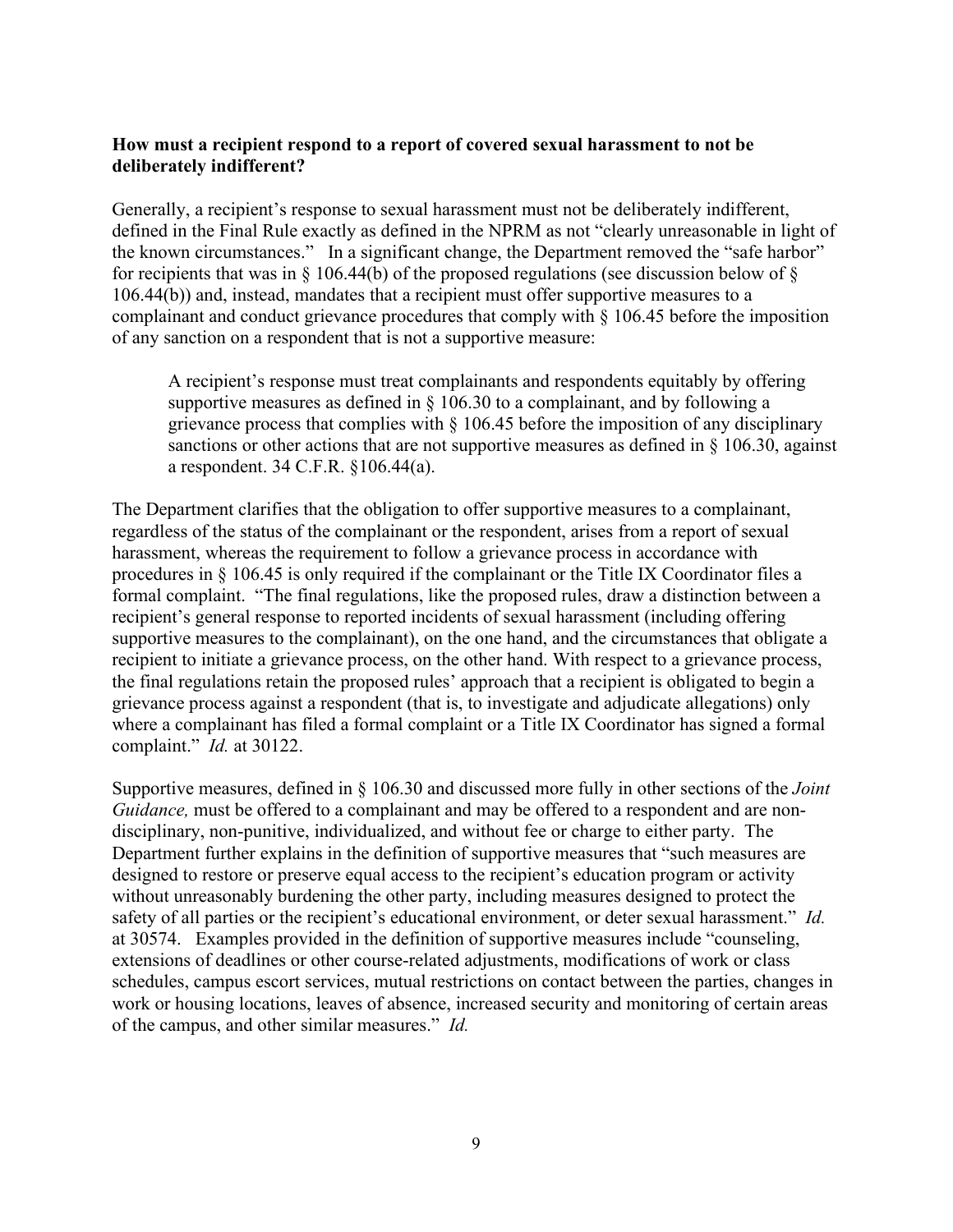**How must a recipient respond to a report of covered sexual harassment to not be deliberately indifferent?**

Generally, a recipient's response to sexual harassment must not be deliberately indifferent, defined in the Final Rule exactly as defined in the NPRM as not "clearly unreasonable in light of the known circumstances." In a significant change, the Department removed the "safe harbor" for recipients that was in § 106.44(b) of the proposed regulations (see discussion below of § 106.44(b)) and, instead, mandates that a recipient must offer supportive measures to a complainant and conduct grievance procedures that comply with § 106.45 before the imposition of any sanction on a respondent that is not a supportive measure:

> A recipient's response must treat complainants and respondents equitably by offering supportive measures as defined in § 106.30 to a complainant, and by following a grievance process that complies with § 106.45 before the imposition of any disciplinary sanctions or other actions that are not supportive measures as defined in § 106.30, against a respondent. 34 C.F.R. §106.44(a).

The Department clarifies that the obligation to offer supportive measures to a complainant, regardless of the status of the complainant or the respondent, arises from a report of sexual harassment, whereas the requirement to follow a grievance process in accordance with procedures in § 106.45 is only required if the complainant or the Title IX Coordinator files a formal complaint. "The final regulations, like the proposed rules, draw a distinction between a recipient's general response to reported incidents of sexual harassment (including offering supportive measures to the complainant), on the one hand, and the circumstances that obligate a recipient to initiate a grievance process, on the other hand. With respect to a grievance process, the final regulations retain the proposed rules' approach that a recipient is obligated to begin a grievance process against a respondent (that is, to investigate and adjudicate allegations) only where a complainant has filed a formal complaint or a Title IX Coordinator has signed a formal complaint." *Id.* at 30122.

Supportive measures, defined in § 106.30 and discussed more fully in other sections of the *Joint Guidance,* must be offered to a complainant and may be offered to a respondent and are non-disciplinary, non-punitive, individualized, and without fee or charge to either party. The Department further explains in the definition of supportive measures that "such measures are designed to restore or preserve equal access to the recipient's education program or activity without unreasonably burdening the other party, including measures designed to protect the safety of all parties or the recipient's educational environment, or deter sexual harassment." *Id.* at 30574. Examples provided in the definition of supportive measures include "counseling, extensions of deadlines or other course-related adjustments, modifications of work or class schedules, campus escort services, mutual restrictions on contact between the parties, changes in work or housing locations, leaves of absence, increased security and monitoring of certain areas of the campus, and other similar measures." *Id.*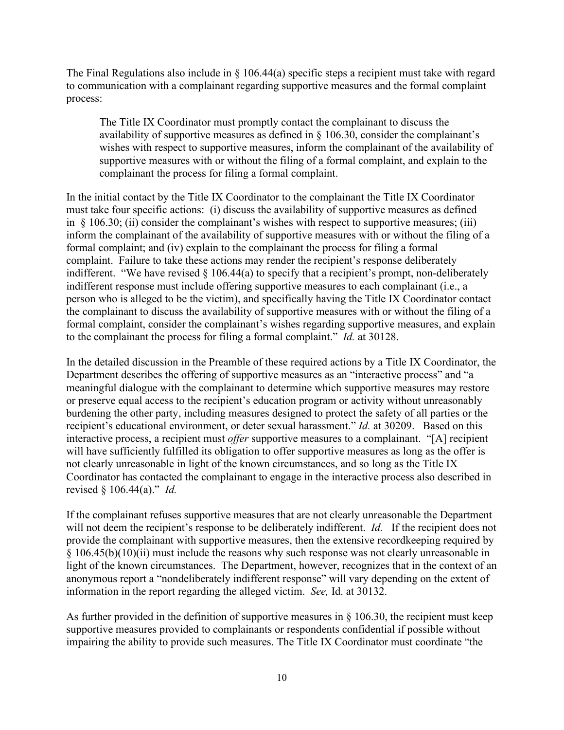The Final Regulations also include in § 106.44(a) specific steps a recipient must take with regard to communication with a complainant regarding supportive measures and the formal complaint process:

> The Title IX Coordinator must promptly contact the complainant to discuss the availability of supportive measures as defined in § 106.30, consider the complainant's wishes with respect to supportive measures, inform the complainant of the availability of supportive measures with or without the filing of a formal complaint, and explain to the complainant the process for filing a formal complaint.

In the initial contact by the Title IX Coordinator to the complainant the Title IX Coordinator must take four specific actions: (i) discuss the availability of supportive measures as defined in § 106.30; (ii) consider the complainant's wishes with respect to supportive measures; (iii) inform the complainant of the availability of supportive measures with or without the filing of a formal complaint; and (iv) explain to the complainant the process for filing a formal complaint. Failure to take these actions may render the recipient's response deliberately indifferent. "We have revised § 106.44(a) to specify that a recipient's prompt, non-deliberately indifferent response must include offering supportive measures to each complainant (i.e., a person who is alleged to be the victim), and specifically having the Title IX Coordinator contact the complainant to discuss the availability of supportive measures with or without the filing of a formal complaint, consider the complainant's wishes regarding supportive measures, and explain to the complainant the process for filing a formal complaint." *Id.* at 30128.

In the detailed discussion in the Preamble of these required actions by a Title IX Coordinator, the Department describes the offering of supportive measures as an "interactive process" and "a meaningful dialogue with the complainant to determine which supportive measures may restore or preserve equal access to the recipient's education program or activity without unreasonably burdening the other party, including measures designed to protect the safety of all parties or the recipient's educational environment, or deter sexual harassment." *Id.* at 30209. Based on this interactive process, a recipient must *offer* supportive measures to a complainant. "[A] recipient will have sufficiently fulfilled its obligation to offer supportive measures as long as the offer is not clearly unreasonable in light of the known circumstances, and so long as the Title IX Coordinator has contacted the complainant to engage in the interactive process also described in revised § 106.44(a)." *Id.*

If the complainant refuses supportive measures that are not clearly unreasonable the Department will not deem the recipient's response to be deliberately indifferent. *Id.* If the recipient does not provide the complainant with supportive measures, then the extensive recordkeeping required by § 106.45(b)(10)(ii) must include the reasons why such response was not clearly unreasonable in light of the known circumstances. The Department, however, recognizes that in the context of an anonymous report a "nondeliberately indifferent response" will vary depending on the extent of information in the report regarding the alleged victim. *See,* Id. at 30132.

As further provided in the definition of supportive measures in § 106.30, the recipient must keep supportive measures provided to complainants or respondents confidential if possible without impairing the ability to provide such measures. The Title IX Coordinator must coordinate "the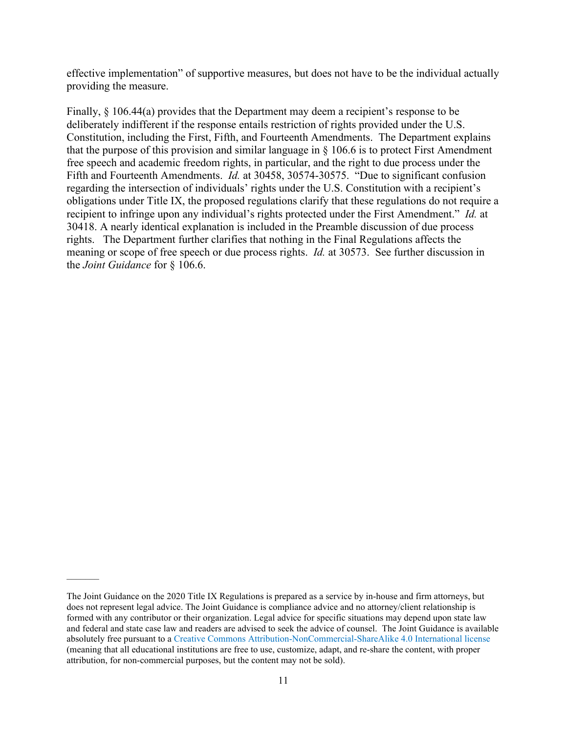effective implementation" of supportive measures, but does not have to be the individual actually providing the measure.

Finally, § 106.44(a) provides that the Department may deem a recipient's response to be deliberately indifferent if the response entails restriction of rights provided under the U.S. Constitution, including the First, Fifth, and Fourteenth Amendments. The Department explains that the purpose of this provision and similar language in § 106.6 is to protect First Amendment free speech and academic freedom rights, in particular, and the right to due process under the Fifth and Fourteenth Amendments. *Id.* at 30458, 30574-30575. "Due to significant confusion regarding the intersection of individuals' rights under the U.S. Constitution with a recipient's obligations under Title IX, the proposed regulations clarify that these regulations do not require a recipient to infringe upon any individual's rights protected under the First Amendment." *Id.* at 30418. A nearly identical explanation is included in the Preamble discussion of due process rights. The Department further clarifies that nothing in the Final Regulations affects the meaning or scope of free speech or due process rights. *Id.* at 30573. See further discussion in the *Joint Guidance* for § 106.6.

---

The Joint Guidance on the 2020 Title IX Regulations is prepared as a service by in-house and firm attorneys, but does not represent legal advice. The Joint Guidance is compliance advice and no attorney/client relationship is formed with any contributor or their organization. Legal advice for specific situations may depend upon state law and federal and state case law and readers are advised to seek the advice of counsel. The Joint Guidance is available absolutely free pursuant to a Creative Commons Attribution-NonCommercial-ShareAlike 4.0 International license (meaning that all educational institutions are free to use, customize, adapt, and re-share the content, with proper attribution, for non-commercial purposes, but the content may not be sold).